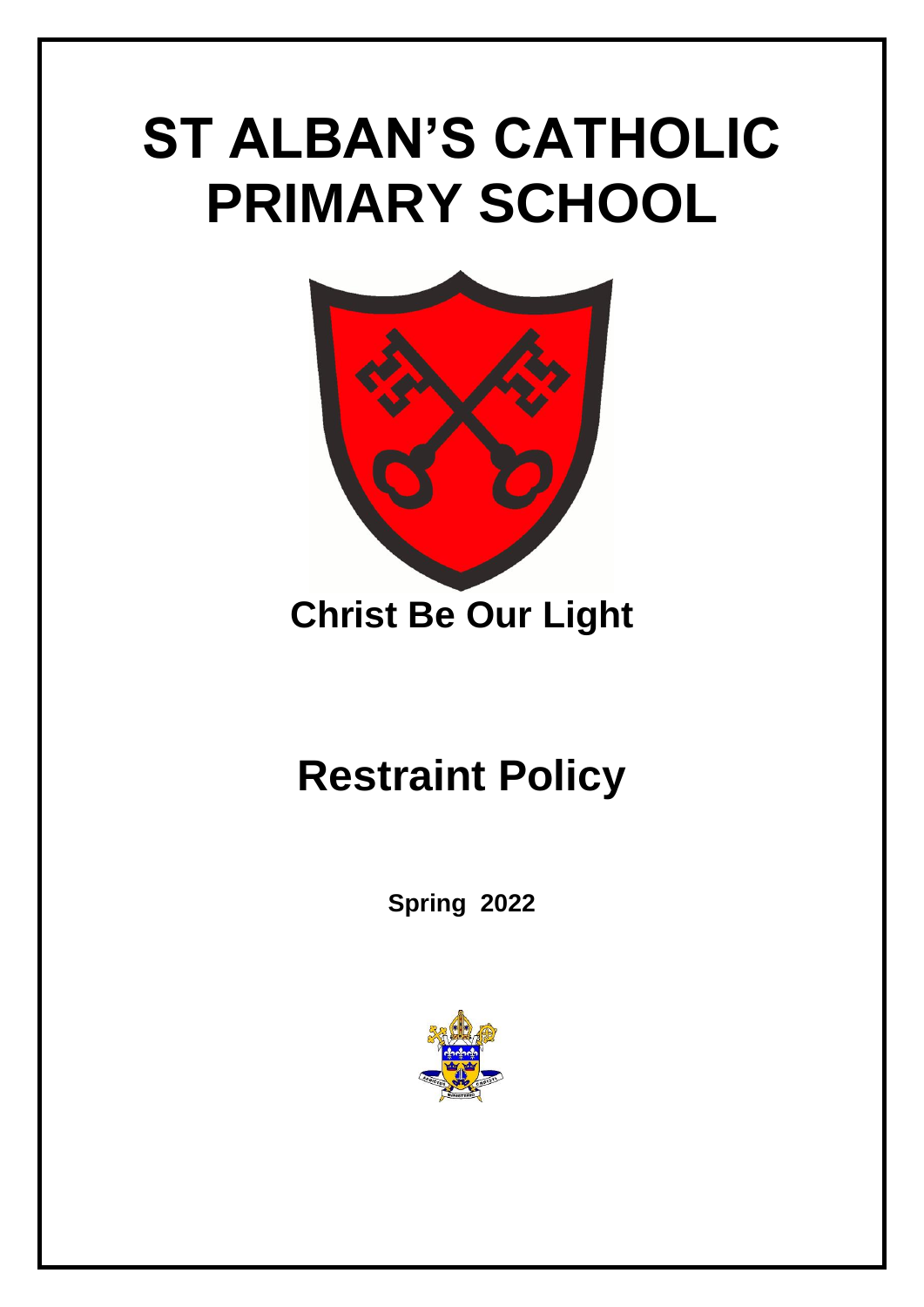# ST ALBAN'S CATHOLIC PRIMARY SCHOOL

**Christ Be Our Light**

# Restraint Policy

**Spring 2022**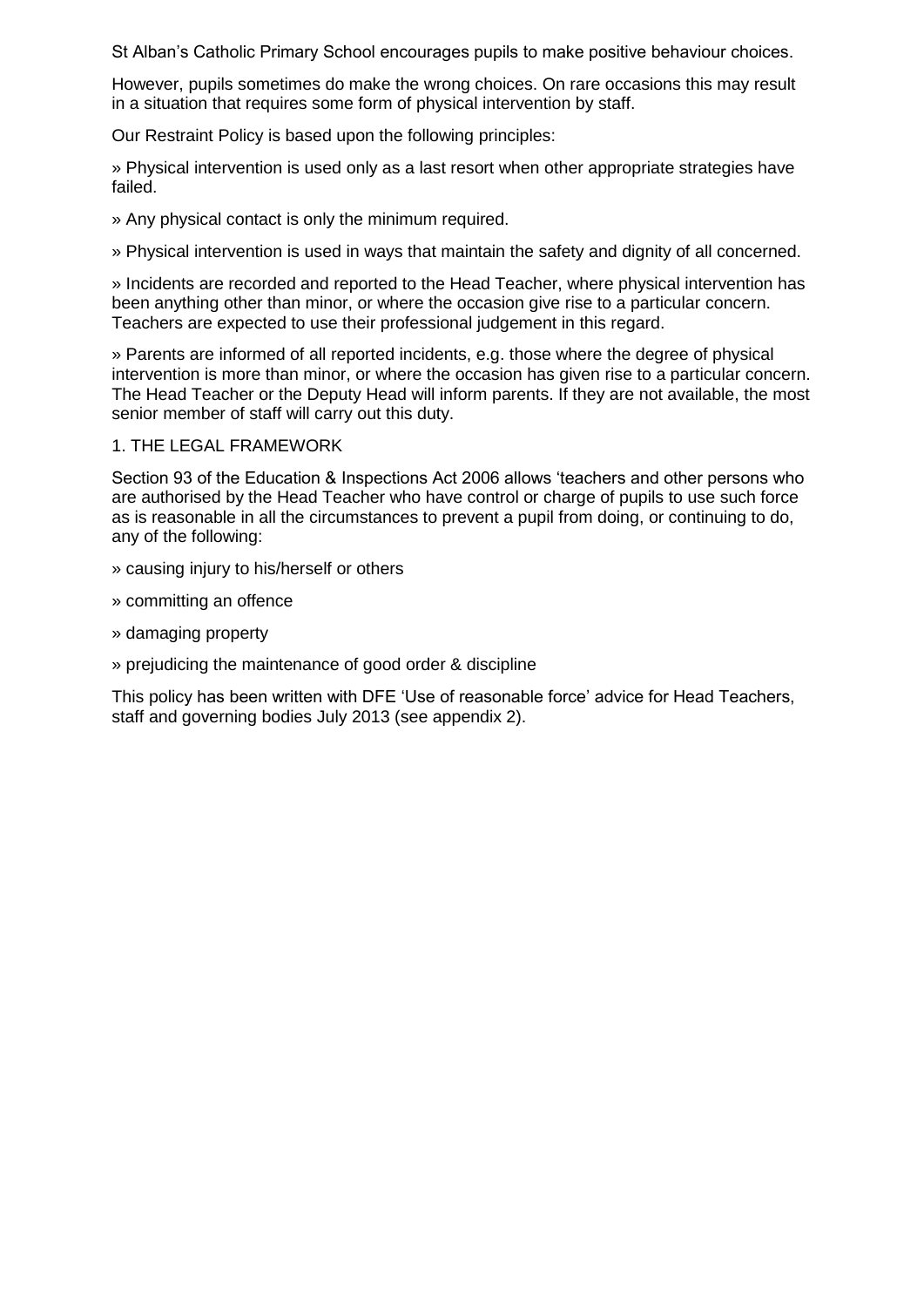St Alban's Catholic Primary School encourages pupils to make positive behaviour choices.

However, pupils sometimes do make the wrong choices. On rare occasions this may result in a situation that requires some form of physical intervention by staff.

Our Restraint Policy is based upon the following principles:

» Physical intervention is used only as a last resort when other appropriate strategies have failed.

» Any physical contact is only the minimum required.

» Physical intervention is used in ways that maintain the safety and dignity of all concerned.

» Incidents are recorded and reported to the Head Teacher, where physical intervention has been anything other than minor, or where the occasion give rise to a particular concern. Teachers are expected to use their professional judgement in this regard.

» Parents are informed of all reported incidents, e.g. those where the degree of physical intervention is more than minor, or where the occasion has given rise to a particular concern. The Head Teacher or the Deputy Head will inform parents. If they are not available, the most senior member of staff will carry out this duty.

## 1. THE LEGAL FRAMEWORK

Section 93 of the Education & Inspections Act 2006 allows 'teachers and other persons who are authorised by the Head Teacher who have control or charge of pupils to use such force as is reasonable in all the circumstances to prevent a pupil from doing, or continuing to do, any of the following:

» causing injury to his/herself or others

» committing an offence

» damaging property

» prejudicing the maintenance of good order & discipline

This policy has been written with DFE 'Use of reasonable force' advice for Head Teachers, staff and governing bodies July 2013 (see appendix 2).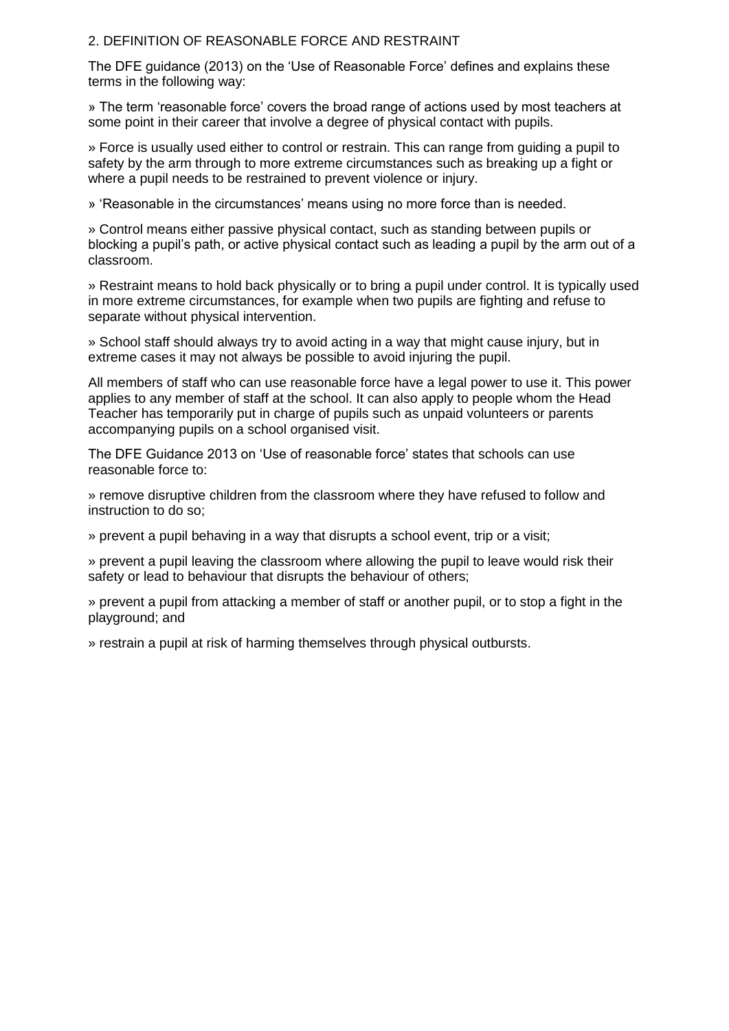## 2. DEFINITION OF REASONABLE FORCE AND RESTRAINT

The DFE guidance (2013) on the 'Use of Reasonable Force' defines and explains these terms in the following way:

» The term 'reasonable force' covers the broad range of actions used by most teachers at some point in their career that involve a degree of physical contact with pupils.

» Force is usually used either to control or restrain. This can range from guiding a pupil to safety by the arm through to more extreme circumstances such as breaking up a fight or where a pupil needs to be restrained to prevent violence or injury.

» 'Reasonable in the circumstances' means using no more force than is needed.

» Control means either passive physical contact, such as standing between pupils or blocking a pupil's path, or active physical contact such as leading a pupil by the arm out of a classroom.

» Restraint means to hold back physically or to bring a pupil under control. It is typically used in more extreme circumstances, for example when two pupils are fighting and refuse to separate without physical intervention.

» School staff should always try to avoid acting in a way that might cause injury, but in extreme cases it may not always be possible to avoid injuring the pupil.

All members of staff who can use reasonable force have a legal power to use it. This power applies to any member of staff at the school. It can also apply to people whom the Head Teacher has temporarily put in charge of pupils such as unpaid volunteers or parents accompanying pupils on a school organised visit.

The DFE Guidance 2013 on 'Use of reasonable force' states that schools can use reasonable force to:

» remove disruptive children from the classroom where they have refused to follow and instruction to do so;

» prevent a pupil behaving in a way that disrupts a school event, trip or a visit;

» prevent a pupil leaving the classroom where allowing the pupil to leave would risk their safety or lead to behaviour that disrupts the behaviour of others;

» prevent a pupil from attacking a member of staff or another pupil, or to stop a fight in the playground; and

» restrain a pupil at risk of harming themselves through physical outbursts.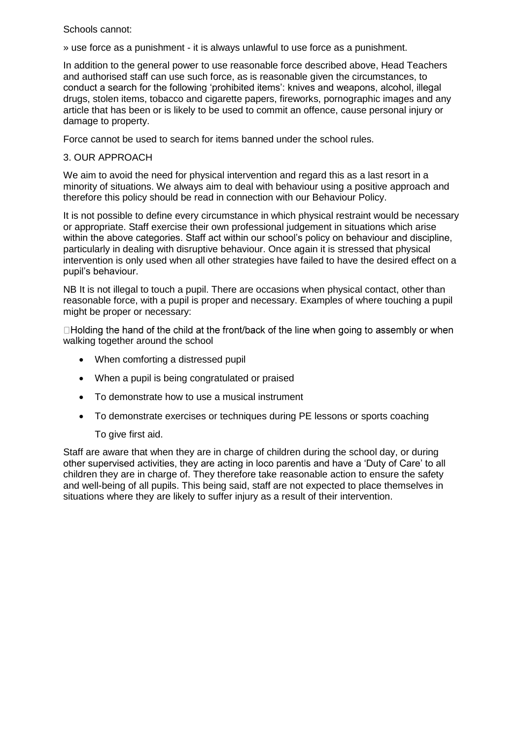Schools cannot:

» use force as a punishment - it is always unlawful to use force as a punishment.

In addition to the general power to use reasonable force described above, Head Teachers and authorised staff can use such force, as is reasonable given the circumstances, to conduct a search for the following 'prohibited items': knives and weapons, alcohol, illegal drugs, stolen items, tobacco and cigarette papers, fireworks, pornographic images and any article that has been or is likely to be used to commit an offence, cause personal injury or damage to property.

Force cannot be used to search for items banned under the school rules.

## 3. OUR APPROACH

We aim to avoid the need for physical intervention and regard this as a last resort in a minority of situations. We always aim to deal with behaviour using a positive approach and therefore this policy should be read in connection with our Behaviour Policy.

It is not possible to define every circumstance in which physical restraint would be necessary or appropriate. Staff exercise their own professional judgement in situations which arise within the above categories. Staff act within our school's policy on behaviour and discipline, particularly in dealing with disruptive behaviour. Once again it is stressed that physical intervention is only used when all other strategies have failed to have the desired effect on a pupil's behaviour.

NB It is not illegal to touch a pupil. There are occasions when physical contact, other than reasonable force, with a pupil is proper and necessary. Examples of where touching a pupil might be proper or necessary:

- Holding the hand of the child at the front/back of the line when going to assembly or when walking together around the school
- When comforting a distressed pupil
- When a pupil is being congratulated or praised
- To demonstrate how to use a musical instrument
- To demonstrate exercises or techniques during PE lessons or sports coaching
- To give first aid.

Staff are aware that when they are in charge of children during the school day, or during other supervised activities, they are acting in loco parentis and have a 'Duty of Care' to all children they are in charge of. They therefore take reasonable action to ensure the safety and well-being of all pupils. This being said, staff are not expected to place themselves in situations where they are likely to suffer injury as a result of their intervention.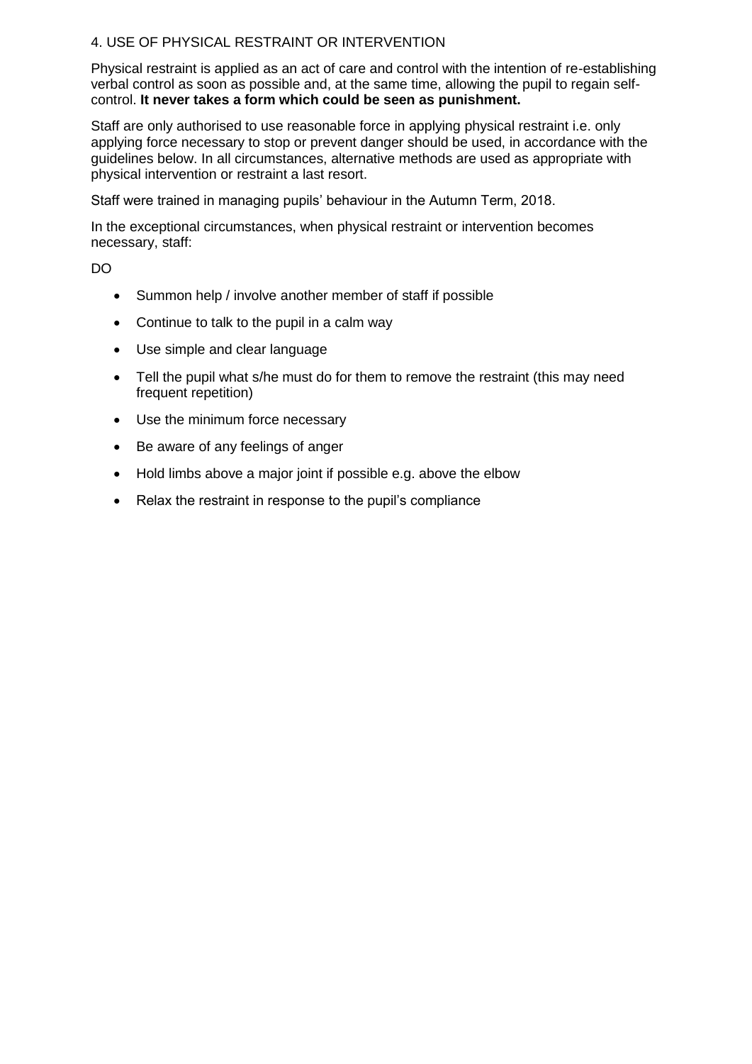## 4. USE OF PHYSICAL RESTRAINT OR INTERVENTION

Physical restraint is applied as an act of care and control with the intention of re-establishing verbal control as soon as possible and, at the same time, allowing the pupil to regain self-control. **It never takes a form which could be seen as punishment.**

Staff are only authorised to use reasonable force in applying physical restraint i.e. only applying force necessary to stop or prevent danger should be used, in accordance with the guidelines below. In all circumstances, alternative methods are used as appropriate with physical intervention or restraint a last resort.

Staff were trained in managing pupils' behaviour in the Autumn Term, 2018.

In the exceptional circumstances, when physical restraint or intervention becomes necessary, staff:

DO

- Summon help / involve another member of staff if possible
- Continue to talk to the pupil in a calm way
- Use simple and clear language
- Tell the pupil what s/he must do for them to remove the restraint (this may need frequent repetition)
- Use the minimum force necessary
- Be aware of any feelings of anger
- Hold limbs above a major joint if possible e.g. above the elbow
- Relax the restraint in response to the pupil's compliance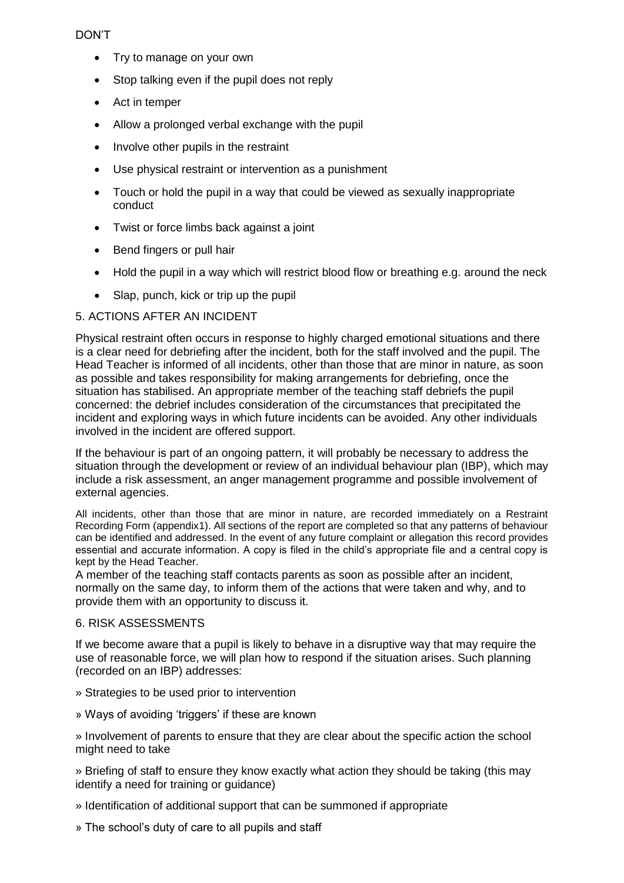DON'T

- Try to manage on your own
- Stop talking even if the pupil does not reply
- Act in temper
- Allow a prolonged verbal exchange with the pupil
- Involve other pupils in the restraint
- Use physical restraint or intervention as a punishment
- Touch or hold the pupil in a way that could be viewed as sexually inappropriate conduct
- Twist or force limbs back against a joint
- Bend fingers or pull hair
- Hold the pupil in a way which will restrict blood flow or breathing e.g. around the neck
- Slap, punch, kick or trip up the pupil

## 5. ACTIONS AFTER AN INCIDENT

Physical restraint often occurs in response to highly charged emotional situations and there is a clear need for debriefing after the incident, both for the staff involved and the pupil. The Head Teacher is informed of all incidents, other than those that are minor in nature, as soon as possible and takes responsibility for making arrangements for debriefing, once the situation has stabilised. An appropriate member of the teaching staff debriefs the pupil concerned: the debrief includes consideration of the circumstances that precipitated the incident and exploring ways in which future incidents can be avoided. Any other individuals involved in the incident are offered support.

If the behaviour is part of an ongoing pattern, it will probably be necessary to address the situation through the development or review of an individual behaviour plan (IBP), which may include a risk assessment, an anger management programme and possible involvement of external agencies.

All incidents, other than those that are minor in nature, are recorded immediately on a Restraint Recording Form (appendix1). All sections of the report are completed so that any patterns of behaviour can be identified and addressed. In the event of any future complaint or allegation this record provides essential and accurate information. A copy is filed in the child's appropriate file and a central copy is kept by the Head Teacher.

A member of the teaching staff contacts parents as soon as possible after an incident, normally on the same day, to inform them of the actions that were taken and why, and to provide them with an opportunity to discuss it.

## 6. RISK ASSESSMENTS

If we become aware that a pupil is likely to behave in a disruptive way that may require the use of reasonable force, we will plan how to respond if the situation arises. Such planning (recorded on an IBP) addresses:

» Strategies to be used prior to intervention

» Ways of avoiding 'triggers' if these are known

» Involvement of parents to ensure that they are clear about the specific action the school might need to take

» Briefing of staff to ensure they know exactly what action they should be taking (this may identify a need for training or guidance)

» Identification of additional support that can be summoned if appropriate

» The school's duty of care to all pupils and staff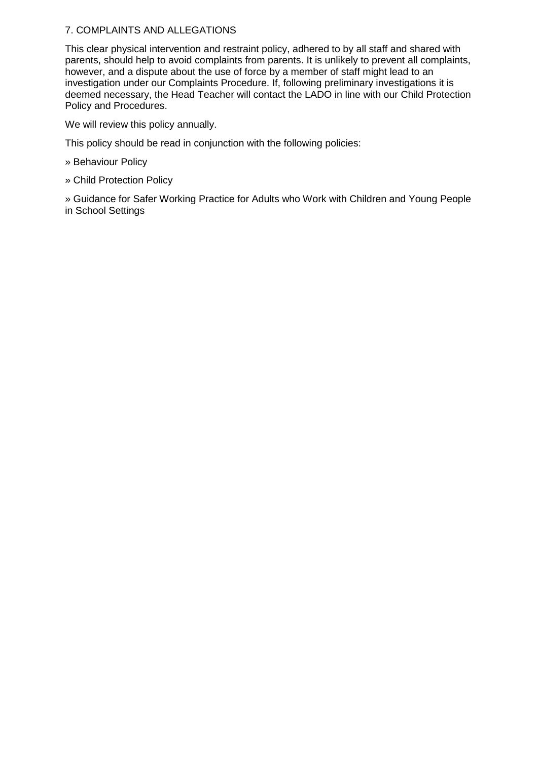## 7. COMPLAINTS AND ALLEGATIONS

This clear physical intervention and restraint policy, adhered to by all staff and shared with parents, should help to avoid complaints from parents. It is unlikely to prevent all complaints, however, and a dispute about the use of force by a member of staff might lead to an investigation under our Complaints Procedure. If, following preliminary investigations it is deemed necessary, the Head Teacher will contact the LADO in line with our Child Protection Policy and Procedures.

We will review this policy annually.

This policy should be read in conjunction with the following policies:

» Behaviour Policy

» Child Protection Policy

» Guidance for Safer Working Practice for Adults who Work with Children and Young People in School Settings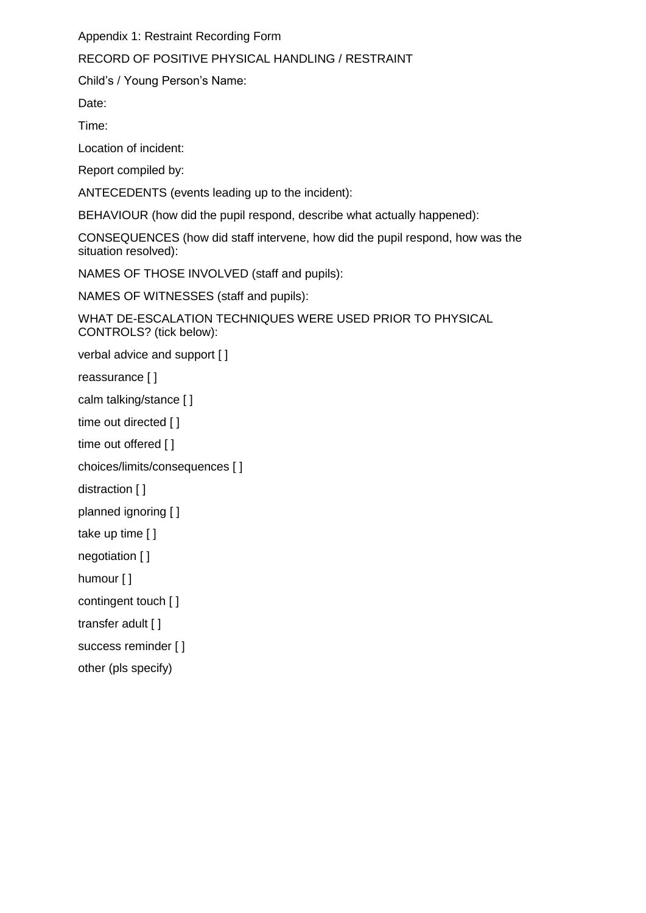Appendix 1: Restraint Recording Form

RECORD OF POSITIVE PHYSICAL HANDLING / RESTRAINT

Child's / Young Person's Name:

Date:

Time:

Location of incident:

Report compiled by:

ANTECEDENTS (events leading up to the incident):

BEHAVIOUR (how did the pupil respond, describe what actually happened):

CONSEQUENCES (how did staff intervene, how did the pupil respond, how was the situation resolved):

NAMES OF THOSE INVOLVED (staff and pupils):

NAMES OF WITNESSES (staff and pupils):

WHAT DE-ESCALATION TECHNIQUES WERE USED PRIOR TO PHYSICAL CONTROLS? (tick below):

verbal advice and support [ ]

reassurance [ ]

calm talking/stance [ ]

time out directed [ ]

time out offered [ ]

choices/limits/consequences [ ]

distraction [ ]

planned ignoring [ ]

take up time [ ]

negotiation [ ]

humour [ ]

contingent touch [ ]

transfer adult [ ]

success reminder [ ]

other (pls specify)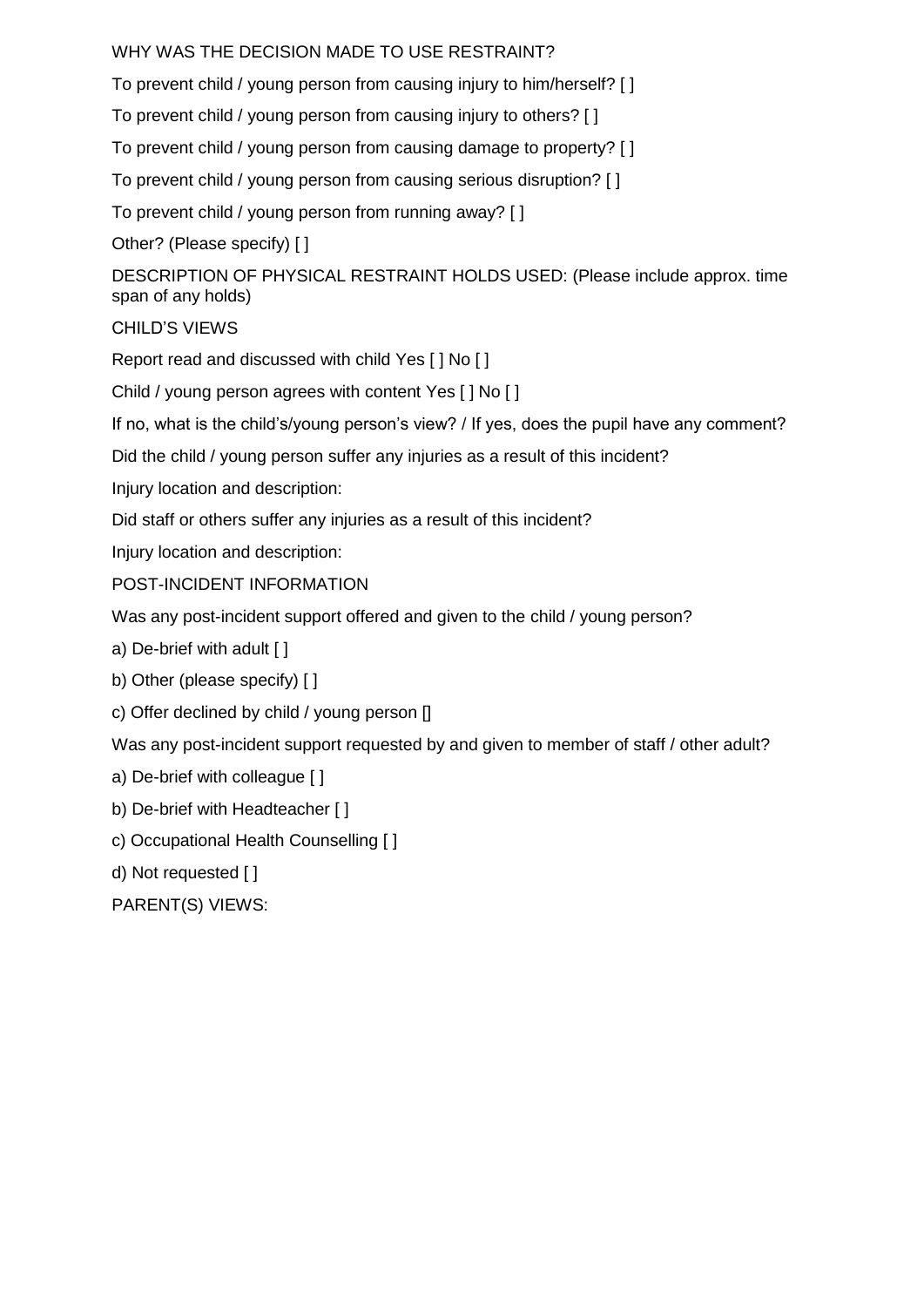WHY WAS THE DECISION MADE TO USE RESTRAINT?

To prevent child / young person from causing injury to him/herself? [ ]

To prevent child / young person from causing injury to others? [ ]

To prevent child / young person from causing damage to property? [ ]

To prevent child / young person from causing serious disruption? [ ]

To prevent child / young person from running away? [ ]

Other? (Please specify) [ ]

DESCRIPTION OF PHYSICAL RESTRAINT HOLDS USED: (Please include approx. time span of any holds)

CHILD'S VIEWS

Report read and discussed with child Yes [ ] No [ ]

Child / young person agrees with content Yes [ ] No [ ]

If no, what is the child's/young person's view? / If yes, does the pupil have any comment?

Did the child / young person suffer any injuries as a result of this incident?

Injury location and description:

Did staff or others suffer any injuries as a result of this incident?

Injury location and description:

POST-INCIDENT INFORMATION

Was any post-incident support offered and given to the child / young person?

a) De-brief with adult [ ]

b) Other (please specify) [ ]

c) Offer declined by child / young person []

Was any post-incident support requested by and given to member of staff / other adult?

a) De-brief with colleague [ ]

b) De-brief with Headteacher [ ]

c) Occupational Health Counselling [ ]

d) Not requested [ ]

PARENT(S) VIEWS: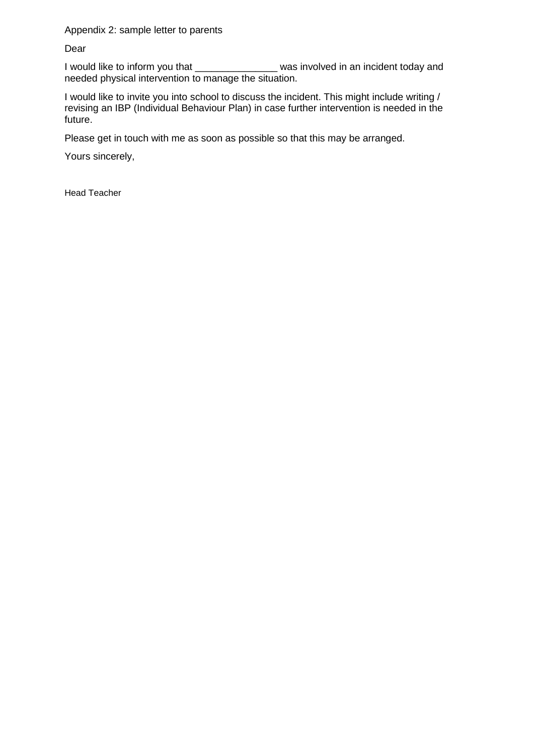Appendix 2: sample letter to parents

Dear

I would like to inform you that _______________ was involved in an incident today and needed physical intervention to manage the situation.

I would like to invite you into school to discuss the incident. This might include writing / revising an IBP (Individual Behaviour Plan) in case further intervention is needed in the future.

Please get in touch with me as soon as possible so that this may be arranged.

Yours sincerely,

Head Teacher